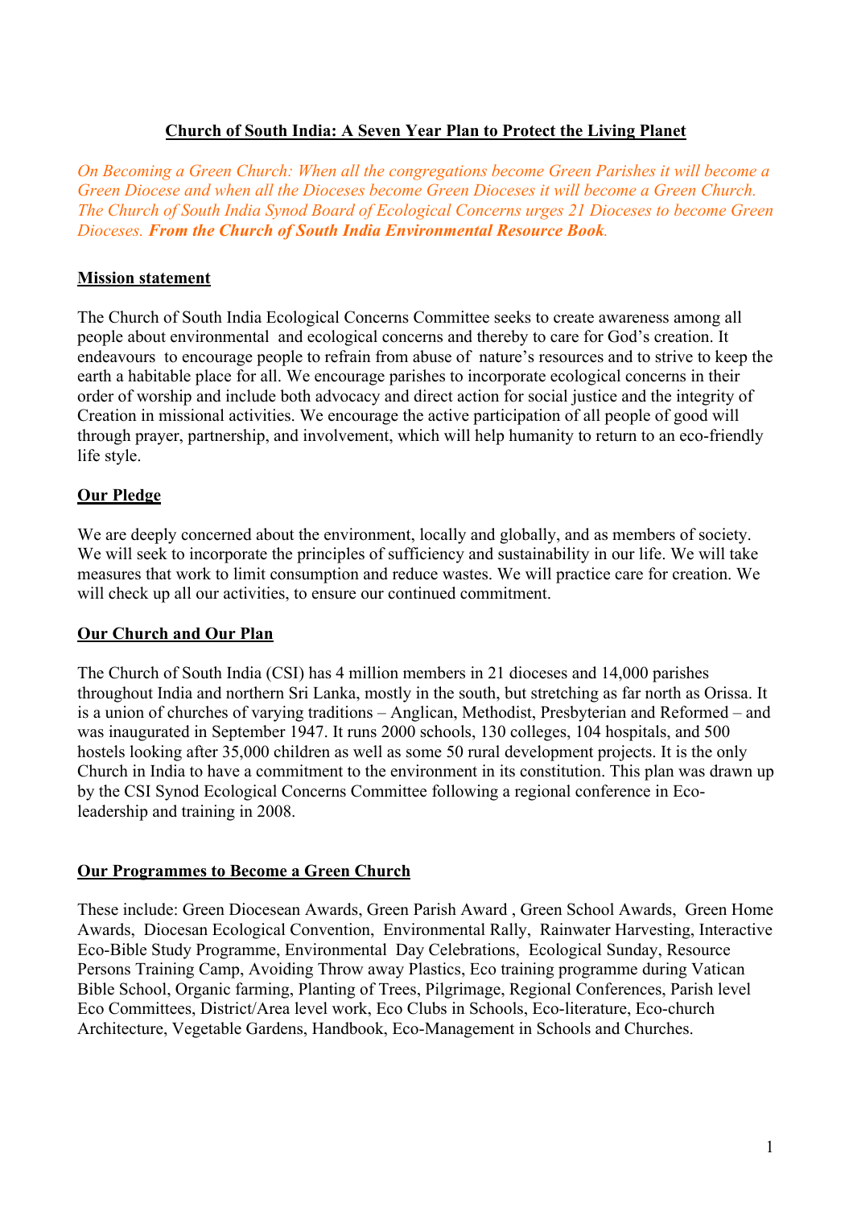# Church of South India: A Seven Year Plan to Protect the Living Planet

*On Becoming a Green Church: When all the congregations become Green Parishes it will become a Green Diocese and when all the Dioceses become Green Dioceses it will become a Green Church. The Church of South India Synod Board of Ecological Concerns urges 21 Dioceses to become Green Dioceses.* ***From the Church of South India Environmental Resource Book****.*

## Mission statement

The Church of South India Ecological Concerns Committee seeks to create awareness among all people about environmental and ecological concerns and thereby to care for God's creation. It endeavours to encourage people to refrain from abuse of nature's resources and to strive to keep the earth a habitable place for all. We encourage parishes to incorporate ecological concerns in their order of worship and include both advocacy and direct action for social justice and the integrity of Creation in missional activities. We encourage the active participation of all people of good will through prayer, partnership, and involvement, which will help humanity to return to an eco-friendly life style.

## Our Pledge

We are deeply concerned about the environment, locally and globally, and as members of society. We will seek to incorporate the principles of sufficiency and sustainability in our life. We will take measures that work to limit consumption and reduce wastes. We will practice care for creation. We will check up all our activities, to ensure our continued commitment.

## Our Church and Our Plan

The Church of South India (CSI) has 4 million members in 21 dioceses and 14,000 parishes throughout India and northern Sri Lanka, mostly in the south, but stretching as far north as Orissa. It is a union of churches of varying traditions – Anglican, Methodist, Presbyterian and Reformed – and was inaugurated in September 1947. It runs 2000 schools, 130 colleges, 104 hospitals, and 500 hostels looking after 35,000 children as well as some 50 rural development projects. It is the only Church in India to have a commitment to the environment in its constitution. This plan was drawn up by the CSI Synod Ecological Concerns Committee following a regional conference in Eco-leadership and training in 2008.

## Our Programmes to Become a Green Church

These include: Green Diocesean Awards, Green Parish Award , Green School Awards, Green Home Awards, Diocesan Ecological Convention, Environmental Rally, Rainwater Harvesting, Interactive Eco-Bible Study Programme, Environmental Day Celebrations, Ecological Sunday, Resource Persons Training Camp, Avoiding Throw away Plastics, Eco training programme during Vatican Bible School, Organic farming, Planting of Trees, Pilgrimage, Regional Conferences, Parish level Eco Committees, District/Area level work, Eco Clubs in Schools, Eco-literature, Eco-church Architecture, Vegetable Gardens, Handbook, Eco-Management in Schools and Churches.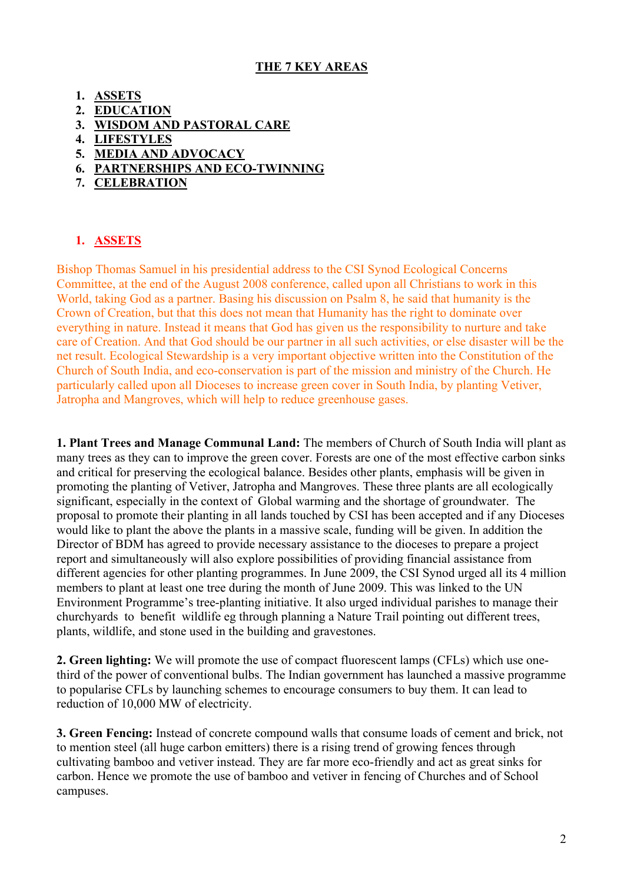## THE 7 KEY AREAS

1. **ASSETS**
2. **EDUCATION**
3. **WISDOM AND PASTORAL CARE**
4. **LIFESTYLES**
5. **MEDIA AND ADVOCACY**
6. **PARTNERSHIPS AND ECO-TWINNING**
7. **CELEBRATION**

### 1. ASSETS

Bishop Thomas Samuel in his presidential address to the CSI Synod Ecological Concerns Committee, at the end of the August 2008 conference, called upon all Christians to work in this World, taking God as a partner. Basing his discussion on Psalm 8, he said that humanity is the Crown of Creation, but that this does not mean that Humanity has the right to dominate over everything in nature. Instead it means that God has given us the responsibility to nurture and take care of Creation. And that God should be our partner in all such activities, or else disaster will be the net result. Ecological Stewardship is a very important objective written into the Constitution of the Church of South India, and eco-conservation is part of the mission and ministry of the Church. He particularly called upon all Dioceses to increase green cover in South India, by planting Vetiver, Jatropha and Mangroves, which will help to reduce greenhouse gases.

**1. Plant Trees and Manage Communal Land:** The members of Church of South India will plant as many trees as they can to improve the green cover. Forests are one of the most effective carbon sinks and critical for preserving the ecological balance. Besides other plants, emphasis will be given in promoting the planting of Vetiver, Jatropha and Mangroves. These three plants are all ecologically significant, especially in the context of Global warming and the shortage of groundwater. The proposal to promote their planting in all lands touched by CSI has been accepted and if any Dioceses would like to plant the above the plants in a massive scale, funding will be given. In addition the Director of BDM has agreed to provide necessary assistance to the dioceses to prepare a project report and simultaneously will also explore possibilities of providing financial assistance from different agencies for other planting programmes. In June 2009, the CSI Synod urged all its 4 million members to plant at least one tree during the month of June 2009. This was linked to the UN Environment Programme's tree-planting initiative. It also urged individual parishes to manage their churchyards to benefit wildlife eg through planning a Nature Trail pointing out different trees, plants, wildlife, and stone used in the building and gravestones.

**2. Green lighting:** We will promote the use of compact fluorescent lamps (CFLs) which use one-third of the power of conventional bulbs. The Indian government has launched a massive programme to popularise CFLs by launching schemes to encourage consumers to buy them. It can lead to reduction of 10,000 MW of electricity.

**3. Green Fencing:** Instead of concrete compound walls that consume loads of cement and brick, not to mention steel (all huge carbon emitters) there is a rising trend of growing fences through cultivating bamboo and vetiver instead. They are far more eco-friendly and act as great sinks for carbon. Hence we promote the use of bamboo and vetiver in fencing of Churches and of School campuses.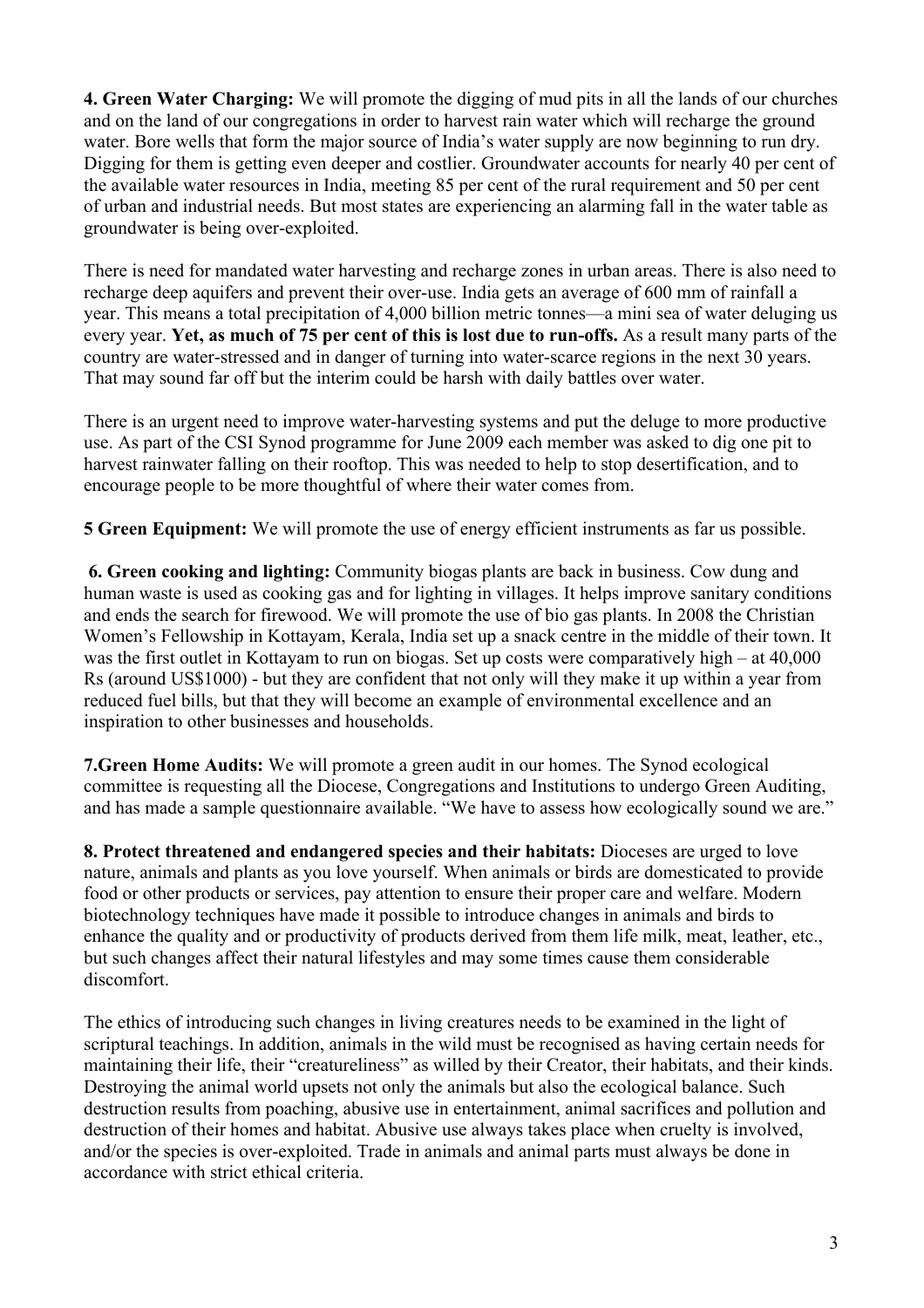**4. Green Water Charging:** We will promote the digging of mud pits in all the lands of our churches and on the land of our congregations in order to harvest rain water which will recharge the ground water. Bore wells that form the major source of India's water supply are now beginning to run dry. Digging for them is getting even deeper and costlier. Groundwater accounts for nearly 40 per cent of the available water resources in India, meeting 85 per cent of the rural requirement and 50 per cent of urban and industrial needs. But most states are experiencing an alarming fall in the water table as groundwater is being over-exploited.

There is need for mandated water harvesting and recharge zones in urban areas. There is also need to recharge deep aquifers and prevent their over-use. India gets an average of 600 mm of rainfall a year. This means a total precipitation of 4,000 billion metric tonnes—a mini sea of water deluging us every year. **Yet, as much of 75 per cent of this is lost due to run-offs.** As a result many parts of the country are water-stressed and in danger of turning into water-scarce regions in the next 30 years. That may sound far off but the interim could be harsh with daily battles over water.

There is an urgent need to improve water-harvesting systems and put the deluge to more productive use. As part of the CSI Synod programme for June 2009 each member was asked to dig one pit to harvest rainwater falling on their rooftop. This was needed to help to stop desertification, and to encourage people to be more thoughtful of where their water comes from.

**5 Green Equipment:** We will promote the use of energy efficient instruments as far us possible.

**6. Green cooking and lighting:** Community biogas plants are back in business. Cow dung and human waste is used as cooking gas and for lighting in villages. It helps improve sanitary conditions and ends the search for firewood. We will promote the use of bio gas plants. In 2008 the Christian Women's Fellowship in Kottayam, Kerala, India set up a snack centre in the middle of their town. It was the first outlet in Kottayam to run on biogas. Set up costs were comparatively high – at 40,000 Rs (around US$1000) - but they are confident that not only will they make it up within a year from reduced fuel bills, but that they will become an example of environmental excellence and an inspiration to other businesses and households.

**7.Green Home Audits:** We will promote a green audit in our homes. The Synod ecological committee is requesting all the Diocese, Congregations and Institutions to undergo Green Auditing, and has made a sample questionnaire available. "We have to assess how ecologically sound we are."

**8. Protect threatened and endangered species and their habitats:** Dioceses are urged to love nature, animals and plants as you love yourself. When animals or birds are domesticated to provide food or other products or services, pay attention to ensure their proper care and welfare. Modern biotechnology techniques have made it possible to introduce changes in animals and birds to enhance the quality and or productivity of products derived from them life milk, meat, leather, etc., but such changes affect their natural lifestyles and may some times cause them considerable discomfort.

The ethics of introducing such changes in living creatures needs to be examined in the light of scriptural teachings. In addition, animals in the wild must be recognised as having certain needs for maintaining their life, their "creatureliness" as willed by their Creator, their habitats, and their kinds. Destroying the animal world upsets not only the animals but also the ecological balance. Such destruction results from poaching, abusive use in entertainment, animal sacrifices and pollution and destruction of their homes and habitat. Abusive use always takes place when cruelty is involved, and/or the species is over-exploited. Trade in animals and animal parts must always be done in accordance with strict ethical criteria.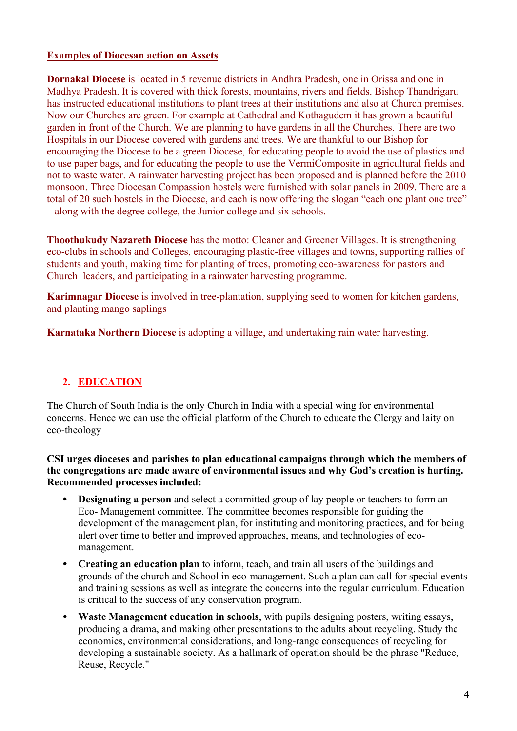**Examples of Diocesan action on Assets**

**Dornakal Diocese** is located in 5 revenue districts in Andhra Pradesh, one in Orissa and one in Madhya Pradesh. It is covered with thick forests, mountains, rivers and fields. Bishop Thandrigaru has instructed educational institutions to plant trees at their institutions and also at Church premises. Now our Churches are green. For example at Cathedral and Kothagudem it has grown a beautiful garden in front of the Church. We are planning to have gardens in all the Churches. There are two Hospitals in our Diocese covered with gardens and trees. We are thankful to our Bishop for encouraging the Diocese to be a green Diocese, for educating people to avoid the use of plastics and to use paper bags, and for educating the people to use the VermiComposite in agricultural fields and not to waste water. A rainwater harvesting project has been proposed and is planned before the 2010 monsoon. Three Diocesan Compassion hostels were furnished with solar panels in 2009. There are a total of 20 such hostels in the Diocese, and each is now offering the slogan "each one plant one tree" – along with the degree college, the Junior college and six schools.

**Thoothukudy Nazareth Diocese** has the motto: Cleaner and Greener Villages. It is strengthening eco-clubs in schools and Colleges, encouraging plastic-free villages and towns, supporting rallies of students and youth, making time for planting of trees, promoting eco-awareness for pastors and Church leaders, and participating in a rainwater harvesting programme.

**Karimnagar Diocese** is involved in tree-plantation, supplying seed to women for kitchen gardens, and planting mango saplings

**Karnataka Northern Diocese** is adopting a village, and undertaking rain water harvesting.

## 2. EDUCATION

The Church of South India is the only Church in India with a special wing for environmental concerns. Hence we can use the official platform of the Church to educate the Clergy and laity on eco-theology

**CSI urges dioceses and parishes to plan educational campaigns through which the members of the congregations are made aware of environmental issues and why God's creation is hurting. Recommended processes included:**

- **Designating a person** and select a committed group of lay people or teachers to form an Eco- Management committee. The committee becomes responsible for guiding the development of the management plan, for instituting and monitoring practices, and for being alert over time to better and improved approaches, means, and technologies of eco-management.
- **Creating an education plan** to inform, teach, and train all users of the buildings and grounds of the church and School in eco-management. Such a plan can call for special events and training sessions as well as integrate the concerns into the regular curriculum. Education is critical to the success of any conservation program.
- **Waste Management education in schools**, with pupils designing posters, writing essays, producing a drama, and making other presentations to the adults about recycling. Study the economics, environmental considerations, and long-range consequences of recycling for developing a sustainable society. As a hallmark of operation should be the phrase "Reduce, Reuse, Recycle."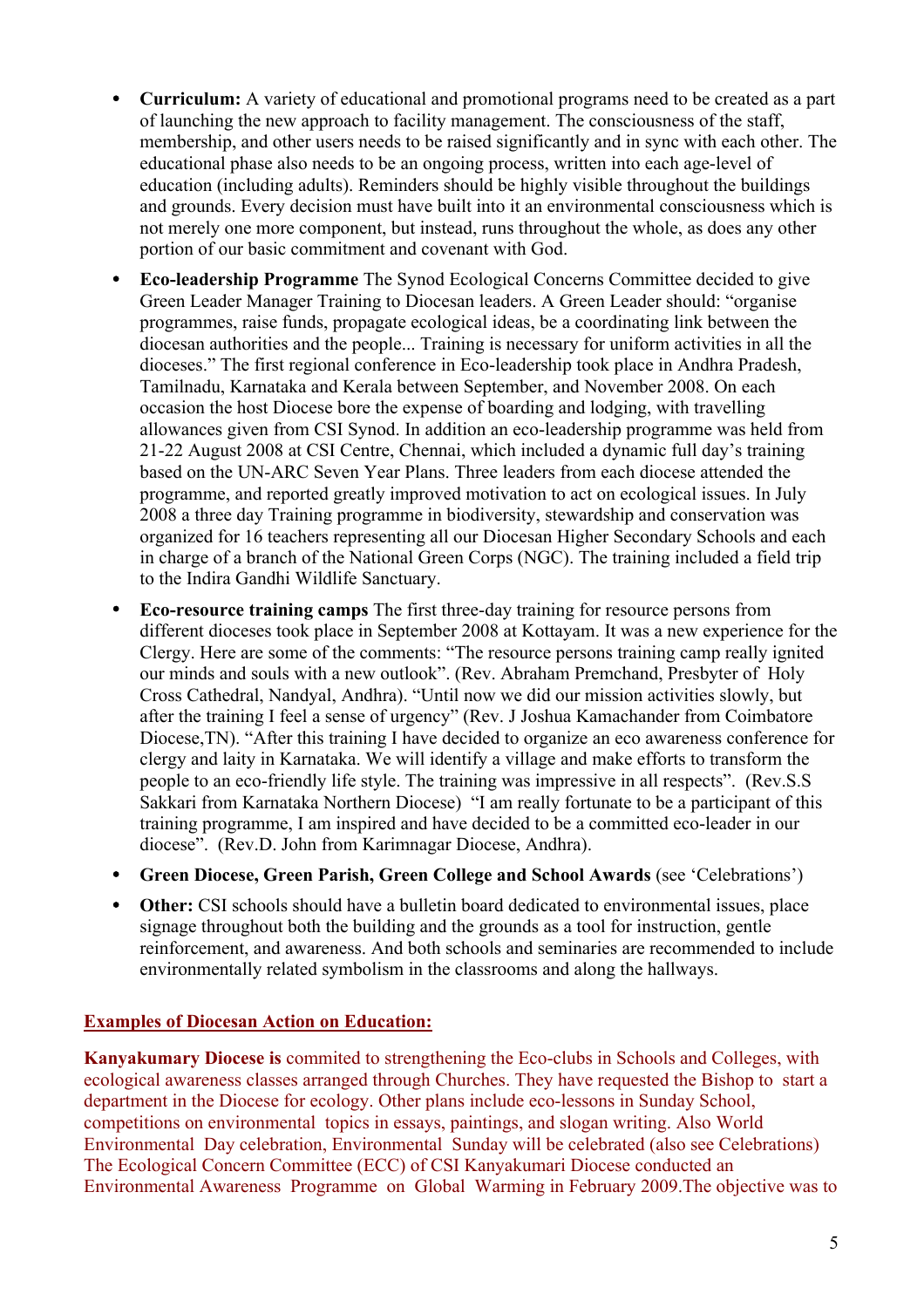- **Curriculum:** A variety of educational and promotional programs need to be created as a part of launching the new approach to facility management. The consciousness of the staff, membership, and other users needs to be raised significantly and in sync with each other. The educational phase also needs to be an ongoing process, written into each age-level of education (including adults). Reminders should be highly visible throughout the buildings and grounds. Every decision must have built into it an environmental consciousness which is not merely one more component, but instead, runs throughout the whole, as does any other portion of our basic commitment and covenant with God.
- **Eco-leadership Programme** The Synod Ecological Concerns Committee decided to give Green Leader Manager Training to Diocesan leaders. A Green Leader should: "organise programmes, raise funds, propagate ecological ideas, be a coordinating link between the diocesan authorities and the people... Training is necessary for uniform activities in all the dioceses." The first regional conference in Eco-leadership took place in Andhra Pradesh, Tamilnadu, Karnataka and Kerala between September, and November 2008. On each occasion the host Diocese bore the expense of boarding and lodging, with travelling allowances given from CSI Synod. In addition an eco-leadership programme was held from 21-22 August 2008 at CSI Centre, Chennai, which included a dynamic full day's training based on the UN-ARC Seven Year Plans. Three leaders from each diocese attended the programme, and reported greatly improved motivation to act on ecological issues. In July 2008 a three day Training programme in biodiversity, stewardship and conservation was organized for 16 teachers representing all our Diocesan Higher Secondary Schools and each in charge of a branch of the National Green Corps (NGC). The training included a field trip to the Indira Gandhi Wildlife Sanctuary.
- **Eco-resource training camps** The first three-day training for resource persons from different dioceses took place in September 2008 at Kottayam. It was a new experience for the Clergy. Here are some of the comments: "The resource persons training camp really ignited our minds and souls with a new outlook". (Rev. Abraham Premchand, Presbyter of Holy Cross Cathedral, Nandyal, Andhra). "Until now we did our mission activities slowly, but after the training I feel a sense of urgency" (Rev. J Joshua Kamachander from Coimbatore Diocese,TN). "After this training I have decided to organize an eco awareness conference for clergy and laity in Karnataka. We will identify a village and make efforts to transform the people to an eco-friendly life style. The training was impressive in all respects". (Rev.S.S Sakkari from Karnataka Northern Diocese) "I am really fortunate to be a participant of this training programme, I am inspired and have decided to be a committed eco-leader in our diocese". (Rev.D. John from Karimnagar Diocese, Andhra).
- **Green Diocese, Green Parish, Green College and School Awards** (see 'Celebrations')
- **Other:** CSI schools should have a bulletin board dedicated to environmental issues, place signage throughout both the building and the grounds as a tool for instruction, gentle reinforcement, and awareness. And both schools and seminaries are recommended to include environmentally related symbolism in the classrooms and along the hallways.

**Examples of Diocesan Action on Education:**

**Kanyakumary Diocese is** commited to strengthening the Eco-clubs in Schools and Colleges, with ecological awareness classes arranged through Churches. They have requested the Bishop to start a department in the Diocese for ecology. Other plans include eco-lessons in Sunday School, competitions on environmental topics in essays, paintings, and slogan writing. Also World Environmental Day celebration, Environmental Sunday will be celebrated (also see Celebrations) The Ecological Concern Committee (ECC) of CSI Kanyakumari Diocese conducted an Environmental Awareness Programme on Global Warming in February 2009.The objective was to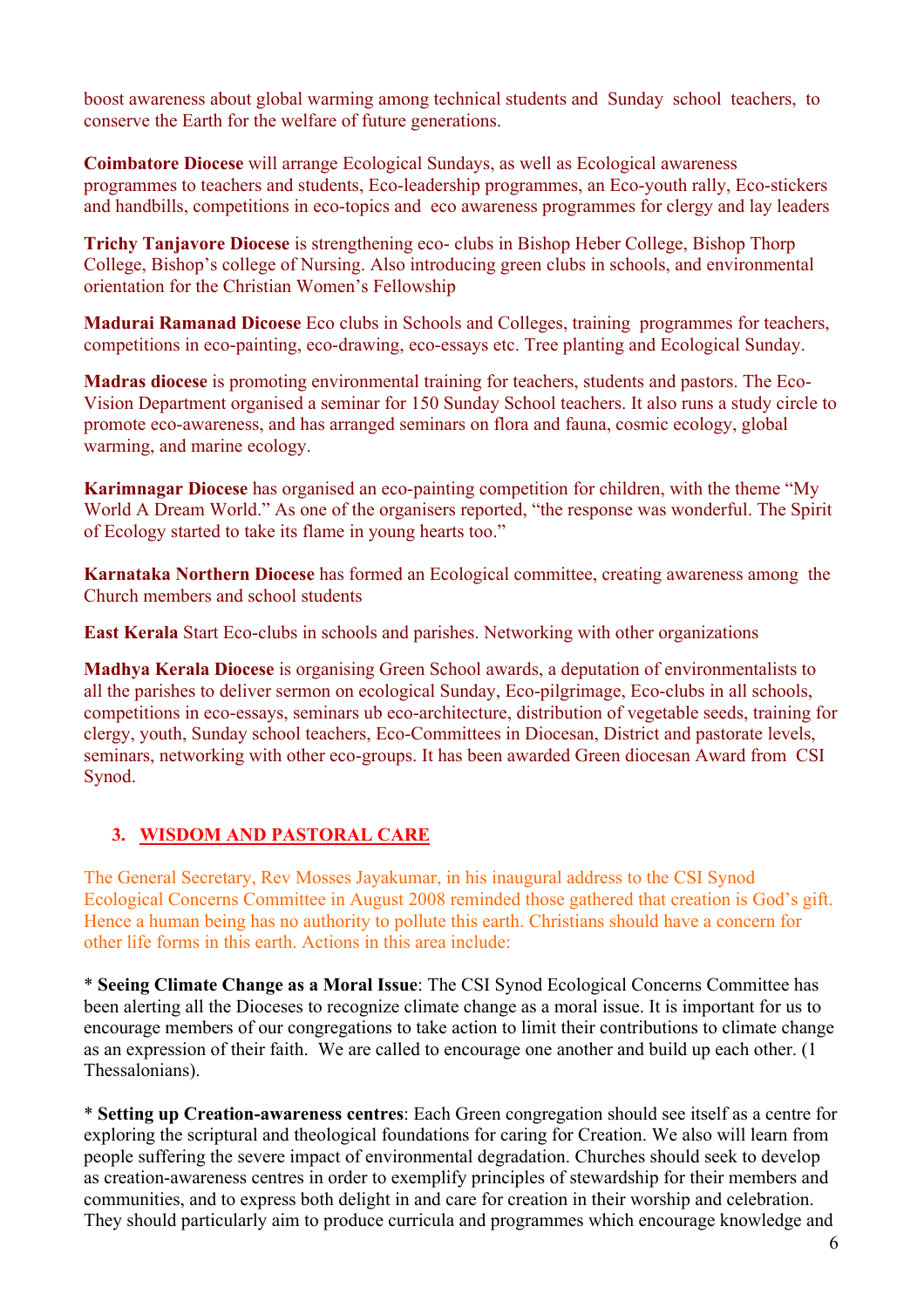boost awareness about global warming among technical students and Sunday school teachers, to conserve the Earth for the welfare of future generations.

**Coimbatore Diocese** will arrange Ecological Sundays, as well as Ecological awareness programmes to teachers and students, Eco-leadership programmes, an Eco-youth rally, Eco-stickers and handbills, competitions in eco-topics and eco awareness programmes for clergy and lay leaders

**Trichy Tanjavore Diocese** is strengthening eco- clubs in Bishop Heber College, Bishop Thorp College, Bishop's college of Nursing. Also introducing green clubs in schools, and environmental orientation for the Christian Women's Fellowship

**Madurai Ramanad Dicoese** Eco clubs in Schools and Colleges, training programmes for teachers, competitions in eco-painting, eco-drawing, eco-essays etc. Tree planting and Ecological Sunday.

**Madras diocese** is promoting environmental training for teachers, students and pastors. The Eco-Vision Department organised a seminar for 150 Sunday School teachers. It also runs a study circle to promote eco-awareness, and has arranged seminars on flora and fauna, cosmic ecology, global warming, and marine ecology.

**Karimnagar Diocese** has organised an eco-painting competition for children, with the theme "My World A Dream World." As one of the organisers reported, "the response was wonderful. The Spirit of Ecology started to take its flame in young hearts too."

**Karnataka Northern Diocese** has formed an Ecological committee, creating awareness among the Church members and school students

**East Kerala** Start Eco-clubs in schools and parishes. Networking with other organizations

**Madhya Kerala Diocese** is organising Green School awards, a deputation of environmentalists to all the parishes to deliver sermon on ecological Sunday, Eco-pilgrimage, Eco-clubs in all schools, competitions in eco-essays, seminars ub eco-architecture, distribution of vegetable seeds, training for clergy, youth, Sunday school teachers, Eco-Committees in Diocesan, District and pastorate levels, seminars, networking with other eco-groups. It has been awarded Green diocesan Award from CSI Synod.

## 3. WISDOM AND PASTORAL CARE

The General Secretary, Rev Mosses Jayakumar, in his inaugural address to the CSI Synod Ecological Concerns Committee in August 2008 reminded those gathered that creation is God's gift. Hence a human being has no authority to pollute this earth. Christians should have a concern for other life forms in this earth. Actions in this area include:

* **Seeing Climate Change as a Moral Issue**: The CSI Synod Ecological Concerns Committee has been alerting all the Dioceses to recognize climate change as a moral issue. It is important for us to encourage members of our congregations to take action to limit their contributions to climate change as an expression of their faith. We are called to encourage one another and build up each other. (1 Thessalonians).

* **Setting up Creation-awareness centres**: Each Green congregation should see itself as a centre for exploring the scriptural and theological foundations for caring for Creation. We also will learn from people suffering the severe impact of environmental degradation. Churches should seek to develop as creation-awareness centres in order to exemplify principles of stewardship for their members and communities, and to express both delight in and care for creation in their worship and celebration. They should particularly aim to produce curricula and programmes which encourage knowledge and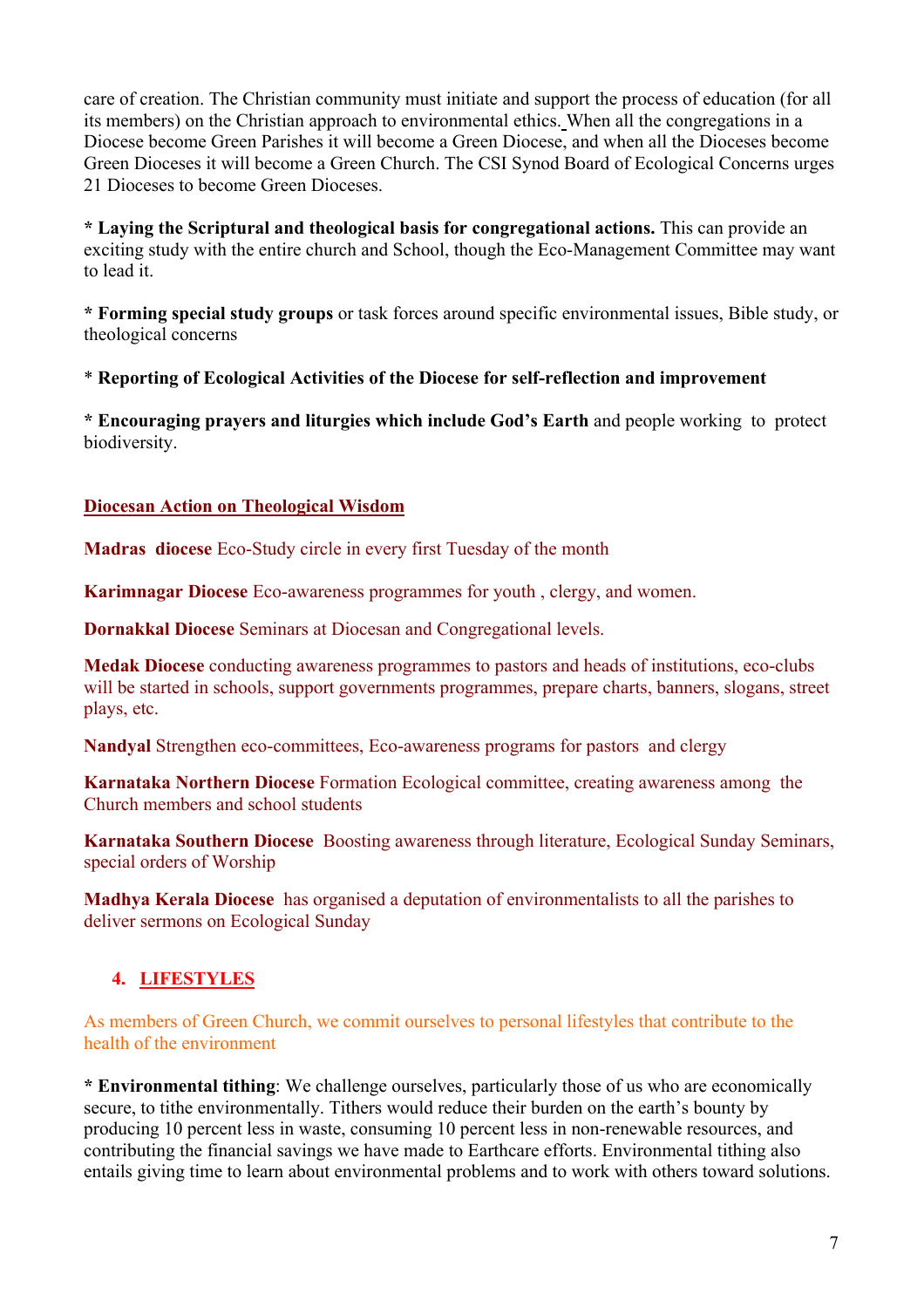care of creation. The Christian community must initiate and support the process of education (for all its members) on the Christian approach to environmental ethics. When all the congregations in a Diocese become Green Parishes it will become a Green Diocese, and when all the Dioceses become Green Dioceses it will become a Green Church. The CSI Synod Board of Ecological Concerns urges 21 Dioceses to become Green Dioceses.

**\* Laying the Scriptural and theological basis for congregational actions.** This can provide an exciting study with the entire church and School, though the Eco-Management Committee may want to lead it.

**\* Forming special study groups** or task forces around specific environmental issues, Bible study, or theological concerns

\* **Reporting of Ecological Activities of the Diocese for self-reflection and improvement**

**\* Encouraging prayers and liturgies which include God's Earth** and people working to protect biodiversity.

**Diocesan Action on Theological Wisdom**

**Madras diocese** Eco-Study circle in every first Tuesday of the month

**Karimnagar Diocese** Eco-awareness programmes for youth , clergy, and women.

**Dornakkal Diocese** Seminars at Diocesan and Congregational levels.

**Medak Diocese** conducting awareness programmes to pastors and heads of institutions, eco-clubs will be started in schools, support governments programmes, prepare charts, banners, slogans, street plays, etc.

**Nandyal** Strengthen eco-committees, Eco-awareness programs for pastors and clergy

**Karnataka Northern Diocese** Formation Ecological committee, creating awareness among the Church members and school students

**Karnataka Southern Diocese** Boosting awareness through literature, Ecological Sunday Seminars, special orders of Worship

**Madhya Kerala Diocese** has organised a deputation of environmentalists to all the parishes to deliver sermons on Ecological Sunday

## 4. LIFESTYLES

As members of Green Church, we commit ourselves to personal lifestyles that contribute to the health of the environment

**\* Environmental tithing**: We challenge ourselves, particularly those of us who are economically secure, to tithe environmentally. Tithers would reduce their burden on the earth's bounty by producing 10 percent less in waste, consuming 10 percent less in non-renewable resources, and contributing the financial savings we have made to Earthcare efforts. Environmental tithing also entails giving time to learn about environmental problems and to work with others toward solutions.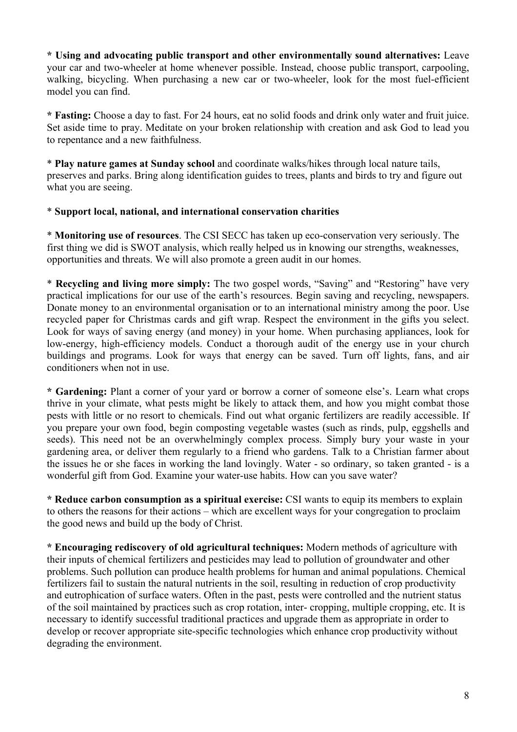* **Using and advocating public transport and other environmentally sound alternatives:** Leave your car and two-wheeler at home whenever possible. Instead, choose public transport, carpooling, walking, bicycling. When purchasing a new car or two-wheeler, look for the most fuel-efficient model you can find.

* **Fasting:** Choose a day to fast. For 24 hours, eat no solid foods and drink only water and fruit juice. Set aside time to pray. Meditate on your broken relationship with creation and ask God to lead you to repentance and a new faithfulness.

* **Play nature games at Sunday school** and coordinate walks/hikes through local nature tails, preserves and parks. Bring along identification guides to trees, plants and birds to try and figure out what you are seeing.

* **Support local, national, and international conservation charities**

* **Monitoring use of resources**. The CSI SECC has taken up eco-conservation very seriously. The first thing we did is SWOT analysis, which really helped us in knowing our strengths, weaknesses, opportunities and threats. We will also promote a green audit in our homes.

* **Recycling and living more simply:** The two gospel words, "Saving" and "Restoring" have very practical implications for our use of the earth's resources. Begin saving and recycling, newspapers. Donate money to an environmental organisation or to an international ministry among the poor. Use recycled paper for Christmas cards and gift wrap. Respect the environment in the gifts you select. Look for ways of saving energy (and money) in your home. When purchasing appliances, look for low-energy, high-efficiency models. Conduct a thorough audit of the energy use in your church buildings and programs. Look for ways that energy can be saved. Turn off lights, fans, and air conditioners when not in use.

* **Gardening:** Plant a corner of your yard or borrow a corner of someone else's. Learn what crops thrive in your climate, what pests might be likely to attack them, and how you might combat those pests with little or no resort to chemicals. Find out what organic fertilizers are readily accessible. If you prepare your own food, begin composting vegetable wastes (such as rinds, pulp, eggshells and seeds). This need not be an overwhelmingly complex process. Simply bury your waste in your gardening area, or deliver them regularly to a friend who gardens. Talk to a Christian farmer about the issues he or she faces in working the land lovingly. Water - so ordinary, so taken granted - is a wonderful gift from God. Examine your water-use habits. How can you save water?

* **Reduce carbon consumption as a spiritual exercise:** CSI wants to equip its members to explain to others the reasons for their actions – which are excellent ways for your congregation to proclaim the good news and build up the body of Christ.

* **Encouraging rediscovery of old agricultural techniques:** Modern methods of agriculture with their inputs of chemical fertilizers and pesticides may lead to pollution of groundwater and other problems. Such pollution can produce health problems for human and animal populations. Chemical fertilizers fail to sustain the natural nutrients in the soil, resulting in reduction of crop productivity and eutrophication of surface waters. Often in the past, pests were controlled and the nutrient status of the soil maintained by practices such as crop rotation, inter- cropping, multiple cropping, etc. It is necessary to identify successful traditional practices and upgrade them as appropriate in order to develop or recover appropriate site-specific technologies which enhance crop productivity without degrading the environment.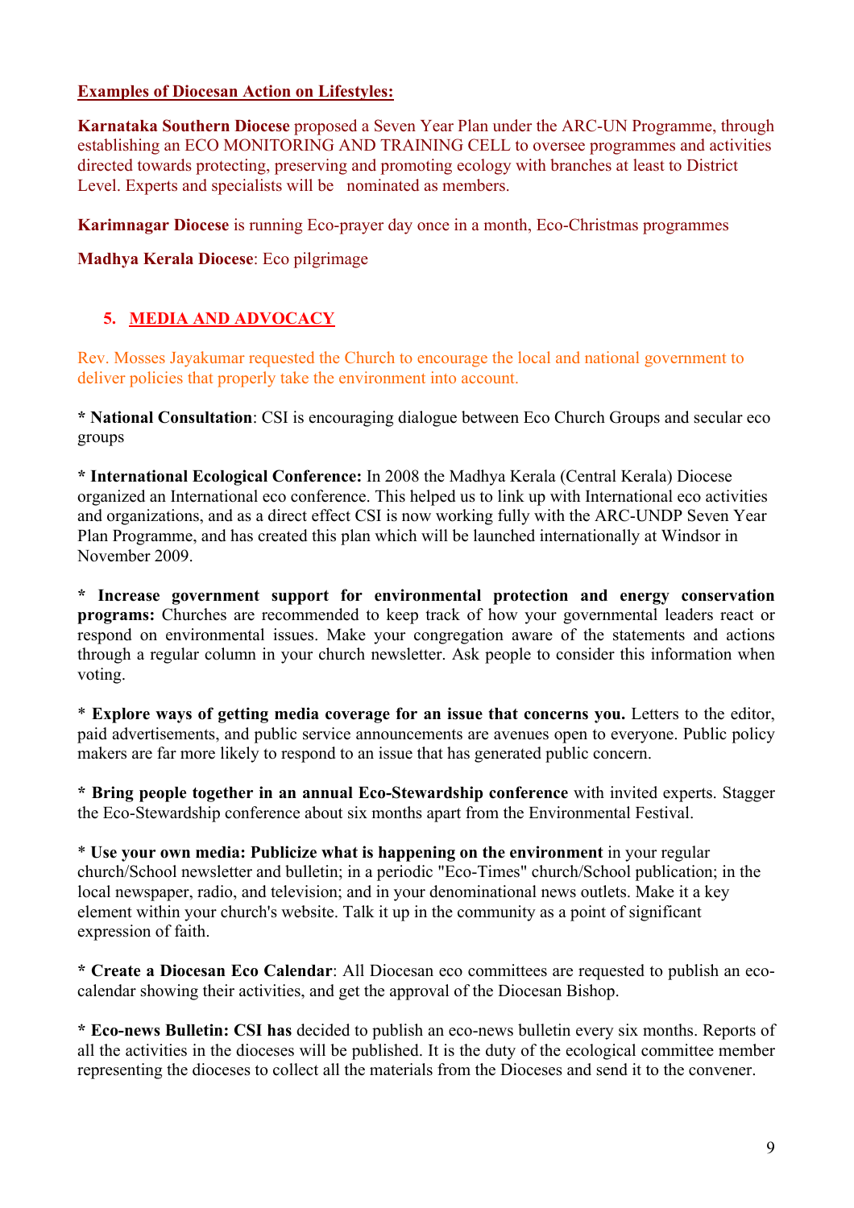**Examples of Diocesan Action on Lifestyles:**

**Karnataka Southern Diocese** proposed a Seven Year Plan under the ARC-UN Programme, through establishing an ECO MONITORING AND TRAINING CELL to oversee programmes and activities directed towards protecting, preserving and promoting ecology with branches at least to District Level. Experts and specialists will be nominated as members.

**Karimnagar Diocese** is running Eco-prayer day once in a month, Eco-Christmas programmes

**Madhya Kerala Diocese**: Eco pilgrimage

## 5. MEDIA AND ADVOCACY

Rev. Mosses Jayakumar requested the Church to encourage the local and national government to deliver policies that properly take the environment into account.

\* **National Consultation**: CSI is encouraging dialogue between Eco Church Groups and secular eco groups

\* **International Ecological Conference:** In 2008 the Madhya Kerala (Central Kerala) Diocese organized an International eco conference. This helped us to link up with International eco activities and organizations, and as a direct effect CSI is now working fully with the ARC-UNDP Seven Year Plan Programme, and has created this plan which will be launched internationally at Windsor in November 2009.

\* **Increase government support for environmental protection and energy conservation programs:** Churches are recommended to keep track of how your governmental leaders react or respond on environmental issues. Make your congregation aware of the statements and actions through a regular column in your church newsletter. Ask people to consider this information when voting.

\* **Explore ways of getting media coverage for an issue that concerns you.** Letters to the editor, paid advertisements, and public service announcements are avenues open to everyone. Public policy makers are far more likely to respond to an issue that has generated public concern.

\* **Bring people together in an annual Eco-Stewardship conference** with invited experts. Stagger the Eco-Stewardship conference about six months apart from the Environmental Festival.

\* **Use your own media: Publicize what is happening on the environment** in your regular church/School newsletter and bulletin; in a periodic "Eco-Times" church/School publication; in the local newspaper, radio, and television; and in your denominational news outlets. Make it a key element within your church's website. Talk it up in the community as a point of significant expression of faith.

\* **Create a Diocesan Eco Calendar**: All Diocesan eco committees are requested to publish an eco-calendar showing their activities, and get the approval of the Diocesan Bishop.

\* **Eco-news Bulletin: CSI has** decided to publish an eco-news bulletin every six months. Reports of all the activities in the dioceses will be published. It is the duty of the ecological committee member representing the dioceses to collect all the materials from the Dioceses and send it to the convener.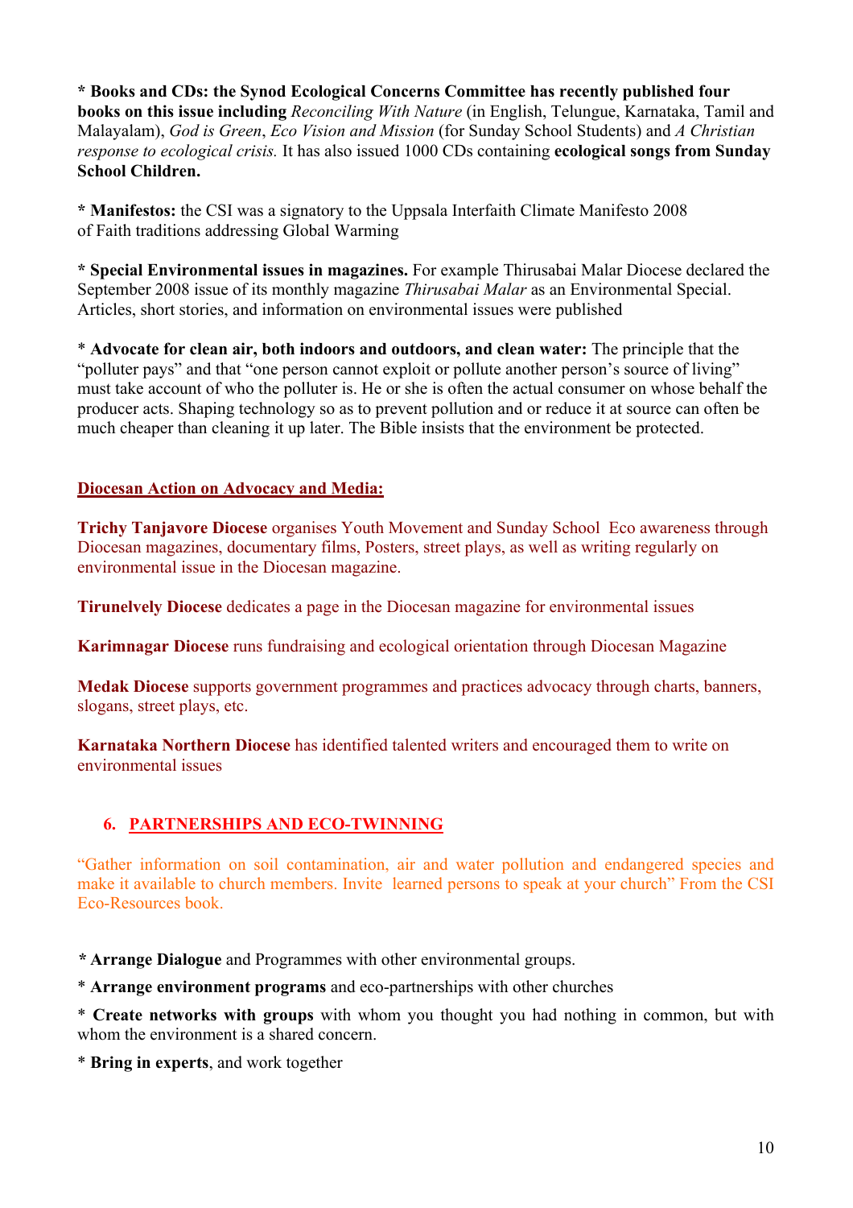* **Books and CDs: the Synod Ecological Concerns Committee has recently published four books on this issue including** *Reconciling With Nature* (in English, Telungue, Karnataka, Tamil and Malayalam), *God is Green*, *Eco Vision and Mission* (for Sunday School Students) and *A Christian response to ecological crisis.* It has also issued 1000 CDs containing **ecological songs from Sunday School Children.**

* **Manifestos:** the CSI was a signatory to the Uppsala Interfaith Climate Manifesto 2008 of Faith traditions addressing Global Warming

* **Special Environmental issues in magazines.** For example Thirusabai Malar Diocese declared the September 2008 issue of its monthly magazine *Thirusabai Malar* as an Environmental Special. Articles, short stories, and information on environmental issues were published

* **Advocate for clean air, both indoors and outdoors, and clean water:** The principle that the "polluter pays" and that "one person cannot exploit or pollute another person's source of living" must take account of who the polluter is. He or she is often the actual consumer on whose behalf the producer acts. Shaping technology so as to prevent pollution and or reduce it at source can often be much cheaper than cleaning it up later. The Bible insists that the environment be protected.

**Diocesan Action on Advocacy and Media:**

**Trichy Tanjavore Diocese** organises Youth Movement and Sunday School Eco awareness through Diocesan magazines, documentary films, Posters, street plays, as well as writing regularly on environmental issue in the Diocesan magazine.

**Tirunelvely Diocese** dedicates a page in the Diocesan magazine for environmental issues

**Karimnagar Diocese** runs fundraising and ecological orientation through Diocesan Magazine

**Medak Diocese** supports government programmes and practices advocacy through charts, banners, slogans, street plays, etc.

**Karnataka Northern Diocese** has identified talented writers and encouraged them to write on environmental issues

## 6. PARTNERSHIPS AND ECO-TWINNING

"Gather information on soil contamination, air and water pollution and endangered species and make it available to church members. Invite learned persons to speak at your church" From the CSI Eco-Resources book.

* **Arrange Dialogue** and Programmes with other environmental groups.

* **Arrange environment programs** and eco-partnerships with other churches

* **Create networks with groups** with whom you thought you had nothing in common, but with whom the environment is a shared concern.

* **Bring in experts**, and work together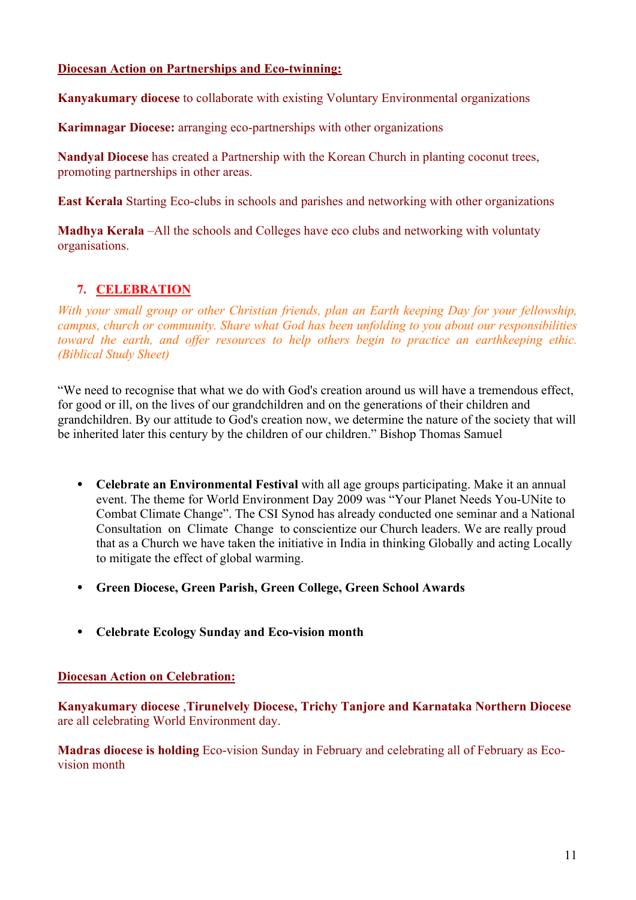**Diocesan Action on Partnerships and Eco-twinning:**

**Kanyakumary diocese** to collaborate with existing Voluntary Environmental organizations

**Karimnagar Diocese:** arranging eco-partnerships with other organizations

**Nandyal Diocese** has created a Partnership with the Korean Church in planting coconut trees, promoting partnerships in other areas.

**East Kerala** Starting Eco-clubs in schools and parishes and networking with other organizations

**Madhya Kerala** –All the schools and Colleges have eco clubs and networking with voluntaty organisations.

## 7. CELEBRATION

*With your small group or other Christian friends, plan an Earth keeping Day for your fellowship, campus, church or community. Share what God has been unfolding to you about our responsibilities toward the earth, and offer resources to help others begin to practice an earthkeeping ethic. (Biblical Study Sheet)*

"We need to recognise that what we do with God's creation around us will have a tremendous effect, for good or ill, on the lives of our grandchildren and on the generations of their children and grandchildren. By our attitude to God's creation now, we determine the nature of the society that will be inherited later this century by the children of our children." Bishop Thomas Samuel

- **Celebrate an Environmental Festival** with all age groups participating. Make it an annual event. The theme for World Environment Day 2009 was "Your Planet Needs You-UNite to Combat Climate Change". The CSI Synod has already conducted one seminar and a National Consultation on Climate Change to conscientize our Church leaders. We are really proud that as a Church we have taken the initiative in India in thinking Globally and acting Locally to mitigate the effect of global warming.

- **Green Diocese, Green Parish, Green College, Green School Awards**

- **Celebrate Ecology Sunday and Eco-vision month**

**Diocesan Action on Celebration:**

**Kanyakumary diocese ,Tirunelvely Diocese, Trichy Tanjore and Karnataka Northern Diocese** are all celebrating World Environment day.

**Madras diocese is holding** Eco-vision Sunday in February and celebrating all of February as Eco-vision month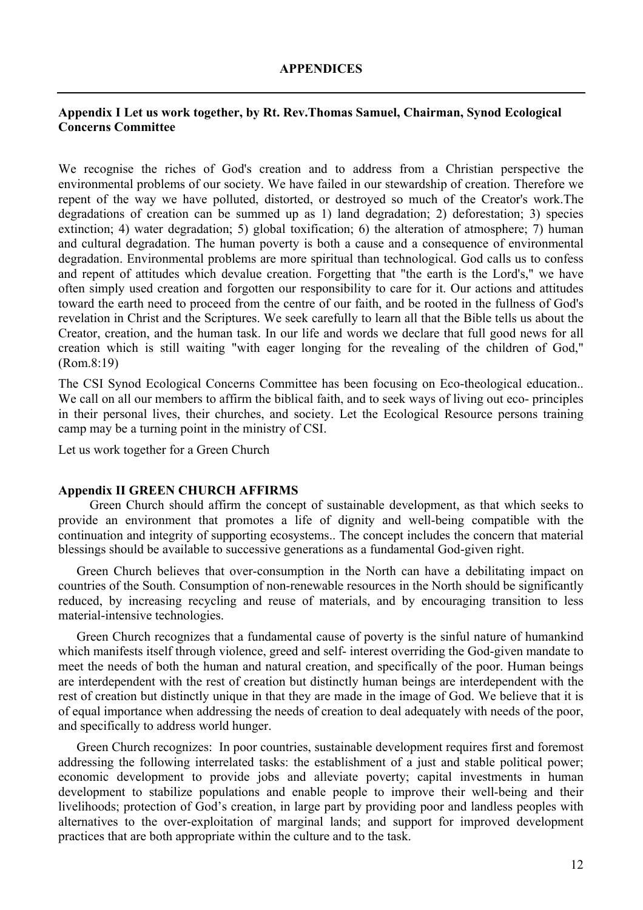## APPENDICES

### Appendix I Let us work together, by Rt. Rev.Thomas Samuel, Chairman, Synod Ecological Concerns Committee

We recognise the riches of God's creation and to address from a Christian perspective the environmental problems of our society. We have failed in our stewardship of creation. Therefore we repent of the way we have polluted, distorted, or destroyed so much of the Creator's work.The degradations of creation can be summed up as 1) land degradation; 2) deforestation; 3) species extinction; 4) water degradation; 5) global toxification; 6) the alteration of atmosphere; 7) human and cultural degradation. The human poverty is both a cause and a consequence of environmental degradation. Environmental problems are more spiritual than technological. God calls us to confess and repent of attitudes which devalue creation. Forgetting that "the earth is the Lord's," we have often simply used creation and forgotten our responsibility to care for it. Our actions and attitudes toward the earth need to proceed from the centre of our faith, and be rooted in the fullness of God's revelation in Christ and the Scriptures. We seek carefully to learn all that the Bible tells us about the Creator, creation, and the human task. In our life and words we declare that full good news for all creation which is still waiting "with eager longing for the revealing of the children of God," (Rom.8:19)

The CSI Synod Ecological Concerns Committee has been focusing on Eco-theological education.. We call on all our members to affirm the biblical faith, and to seek ways of living out eco- principles in their personal lives, their churches, and society. Let the Ecological Resource persons training camp may be a turning point in the ministry of CSI.

Let us work together for a Green Church

### Appendix II GREEN CHURCH AFFIRMS

Green Church should affirm the concept of sustainable development, as that which seeks to provide an environment that promotes a life of dignity and well-being compatible with the continuation and integrity of supporting ecosystems.. The concept includes the concern that material blessings should be available to successive generations as a fundamental God-given right.

Green Church believes that over-consumption in the North can have a debilitating impact on countries of the South. Consumption of non-renewable resources in the North should be significantly reduced, by increasing recycling and reuse of materials, and by encouraging transition to less material-intensive technologies.

Green Church recognizes that a fundamental cause of poverty is the sinful nature of humankind which manifests itself through violence, greed and self- interest overriding the God-given mandate to meet the needs of both the human and natural creation, and specifically of the poor. Human beings are interdependent with the rest of creation but distinctly human beings are interdependent with the rest of creation but distinctly unique in that they are made in the image of God. We believe that it is of equal importance when addressing the needs of creation to deal adequately with needs of the poor, and specifically to address world hunger.

Green Church recognizes: In poor countries, sustainable development requires first and foremost addressing the following interrelated tasks: the establishment of a just and stable political power; economic development to provide jobs and alleviate poverty; capital investments in human development to stabilize populations and enable people to improve their well-being and their livelihoods; protection of God's creation, in large part by providing poor and landless peoples with alternatives to the over-exploitation of marginal lands; and support for improved development practices that are both appropriate within the culture and to the task.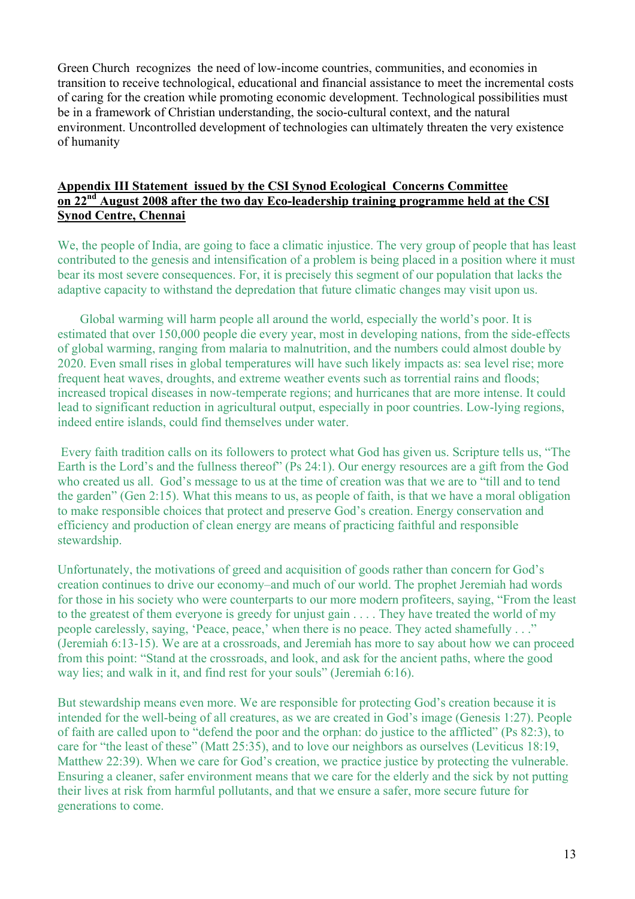Green Church recognizes the need of low-income countries, communities, and economies in transition to receive technological, educational and financial assistance to meet the incremental costs of caring for the creation while promoting economic development. Technological possibilities must be in a framework of Christian understanding, the socio-cultural context, and the natural environment. Uncontrolled development of technologies can ultimately threaten the very existence of humanity

**Appendix III Statement issued by the CSI Synod Ecological Concerns Committee on 22nd August 2008 after the two day Eco-leadership training programme held at the CSI Synod Centre, Chennai**

We, the people of India, are going to face a climatic injustice. The very group of people that has least contributed to the genesis and intensification of a problem is being placed in a position where it must bear its most severe consequences. For, it is precisely this segment of our population that lacks the adaptive capacity to withstand the depredation that future climatic changes may visit upon us.

Global warming will harm people all around the world, especially the world's poor. It is estimated that over 150,000 people die every year, most in developing nations, from the side-effects of global warming, ranging from malaria to malnutrition, and the numbers could almost double by 2020. Even small rises in global temperatures will have such likely impacts as: sea level rise; more frequent heat waves, droughts, and extreme weather events such as torrential rains and floods; increased tropical diseases in now-temperate regions; and hurricanes that are more intense. It could lead to significant reduction in agricultural output, especially in poor countries. Low-lying regions, indeed entire islands, could find themselves under water.

Every faith tradition calls on its followers to protect what God has given us. Scripture tells us, "The Earth is the Lord's and the fullness thereof" (Ps 24:1). Our energy resources are a gift from the God who created us all. God's message to us at the time of creation was that we are to "till and to tend the garden" (Gen 2:15). What this means to us, as people of faith, is that we have a moral obligation to make responsible choices that protect and preserve God's creation. Energy conservation and efficiency and production of clean energy are means of practicing faithful and responsible stewardship.

Unfortunately, the motivations of greed and acquisition of goods rather than concern for God's creation continues to drive our economy–and much of our world. The prophet Jeremiah had words for those in his society who were counterparts to our more modern profiteers, saying, "From the least to the greatest of them everyone is greedy for unjust gain . . . . They have treated the world of my people carelessly, saying, 'Peace, peace,' when there is no peace. They acted shamefully . . ." (Jeremiah 6:13-15). We are at a crossroads, and Jeremiah has more to say about how we can proceed from this point: "Stand at the crossroads, and look, and ask for the ancient paths, where the good way lies; and walk in it, and find rest for your souls" (Jeremiah 6:16).

But stewardship means even more. We are responsible for protecting God's creation because it is intended for the well-being of all creatures, as we are created in God's image (Genesis 1:27). People of faith are called upon to "defend the poor and the orphan: do justice to the afflicted" (Ps 82:3), to care for "the least of these" (Matt 25:35), and to love our neighbors as ourselves (Leviticus 18:19, Matthew 22:39). When we care for God's creation, we practice justice by protecting the vulnerable. Ensuring a cleaner, safer environment means that we care for the elderly and the sick by not putting their lives at risk from harmful pollutants, and that we ensure a safer, more secure future for generations to come.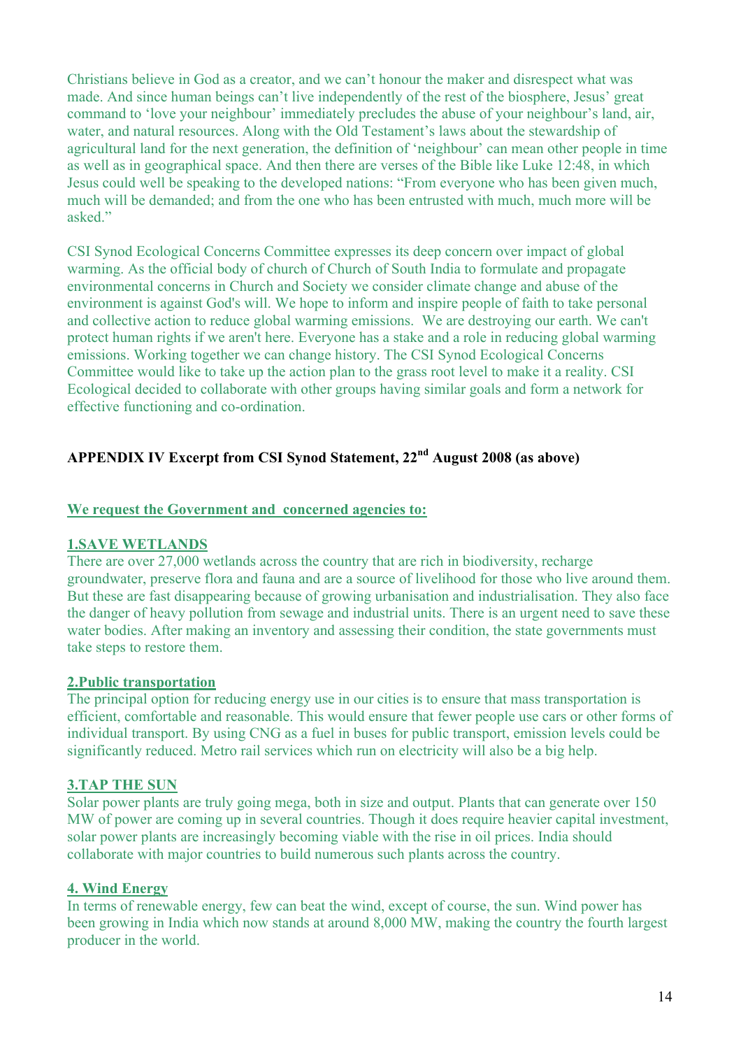Christians believe in God as a creator, and we can't honour the maker and disrespect what was made. And since human beings can't live independently of the rest of the biosphere, Jesus' great command to 'love your neighbour' immediately precludes the abuse of your neighbour's land, air, water, and natural resources. Along with the Old Testament's laws about the stewardship of agricultural land for the next generation, the definition of 'neighbour' can mean other people in time as well as in geographical space. And then there are verses of the Bible like Luke 12:48, in which Jesus could well be speaking to the developed nations: "From everyone who has been given much, much will be demanded; and from the one who has been entrusted with much, much more will be asked."

CSI Synod Ecological Concerns Committee expresses its deep concern over impact of global warming. As the official body of church of Church of South India to formulate and propagate environmental concerns in Church and Society we consider climate change and abuse of the environment is against God's will. We hope to inform and inspire people of faith to take personal and collective action to reduce global warming emissions. We are destroying our earth. We can't protect human rights if we aren't here. Everyone has a stake and a role in reducing global warming emissions. Working together we can change history. The CSI Synod Ecological Concerns Committee would like to take up the action plan to the grass root level to make it a reality. CSI Ecological decided to collaborate with other groups having similar goals and form a network for effective functioning and co-ordination.

## APPENDIX IV Excerpt from CSI Synod Statement, 22nd August 2008 (as above)

**We request the Government and concerned agencies to:**

**1.SAVE WETLANDS**

There are over 27,000 wetlands across the country that are rich in biodiversity, recharge groundwater, preserve flora and fauna and are a source of livelihood for those who live around them. But these are fast disappearing because of growing urbanisation and industrialisation. They also face the danger of heavy pollution from sewage and industrial units. There is an urgent need to save these water bodies. After making an inventory and assessing their condition, the state governments must take steps to restore them.

**2.Public transportation**

The principal option for reducing energy use in our cities is to ensure that mass transportation is efficient, comfortable and reasonable. This would ensure that fewer people use cars or other forms of individual transport. By using CNG as a fuel in buses for public transport, emission levels could be significantly reduced. Metro rail services which run on electricity will also be a big help.

**3.TAP THE SUN**

Solar power plants are truly going mega, both in size and output. Plants that can generate over 150 MW of power are coming up in several countries. Though it does require heavier capital investment, solar power plants are increasingly becoming viable with the rise in oil prices. India should collaborate with major countries to build numerous such plants across the country.

**4. Wind Energy**

In terms of renewable energy, few can beat the wind, except of course, the sun. Wind power has been growing in India which now stands at around 8,000 MW, making the country the fourth largest producer in the world.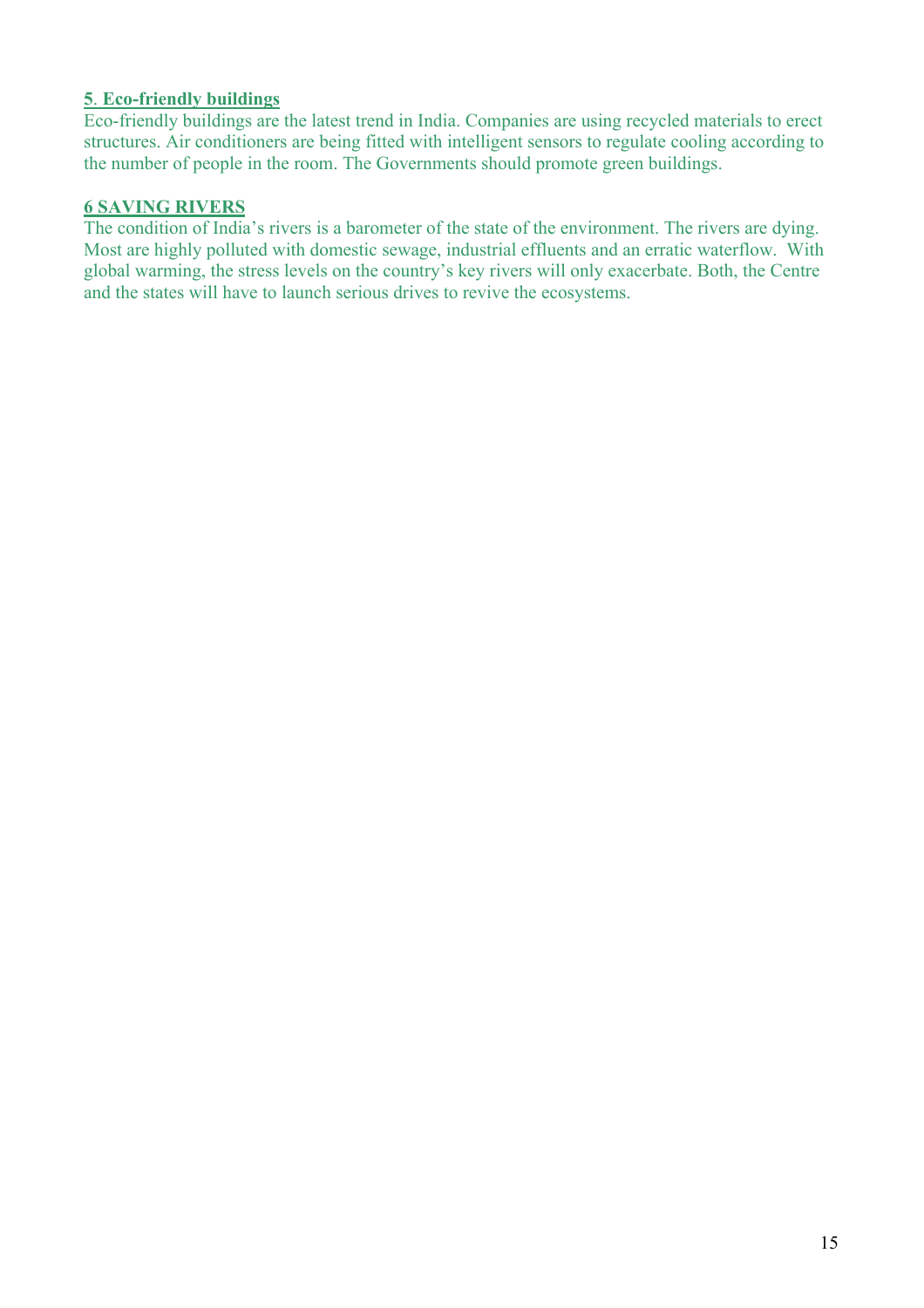### 5. Eco-friendly buildings

Eco-friendly buildings are the latest trend in India. Companies are using recycled materials to erect structures. Air conditioners are being fitted with intelligent sensors to regulate cooling according to the number of people in the room. The Governments should promote green buildings.

### 6 SAVING RIVERS

The condition of India's rivers is a barometer of the state of the environment. The rivers are dying. Most are highly polluted with domestic sewage, industrial effluents and an erratic waterflow. With global warming, the stress levels on the country's key rivers will only exacerbate. Both, the Centre and the states will have to launch serious drives to revive the ecosystems.